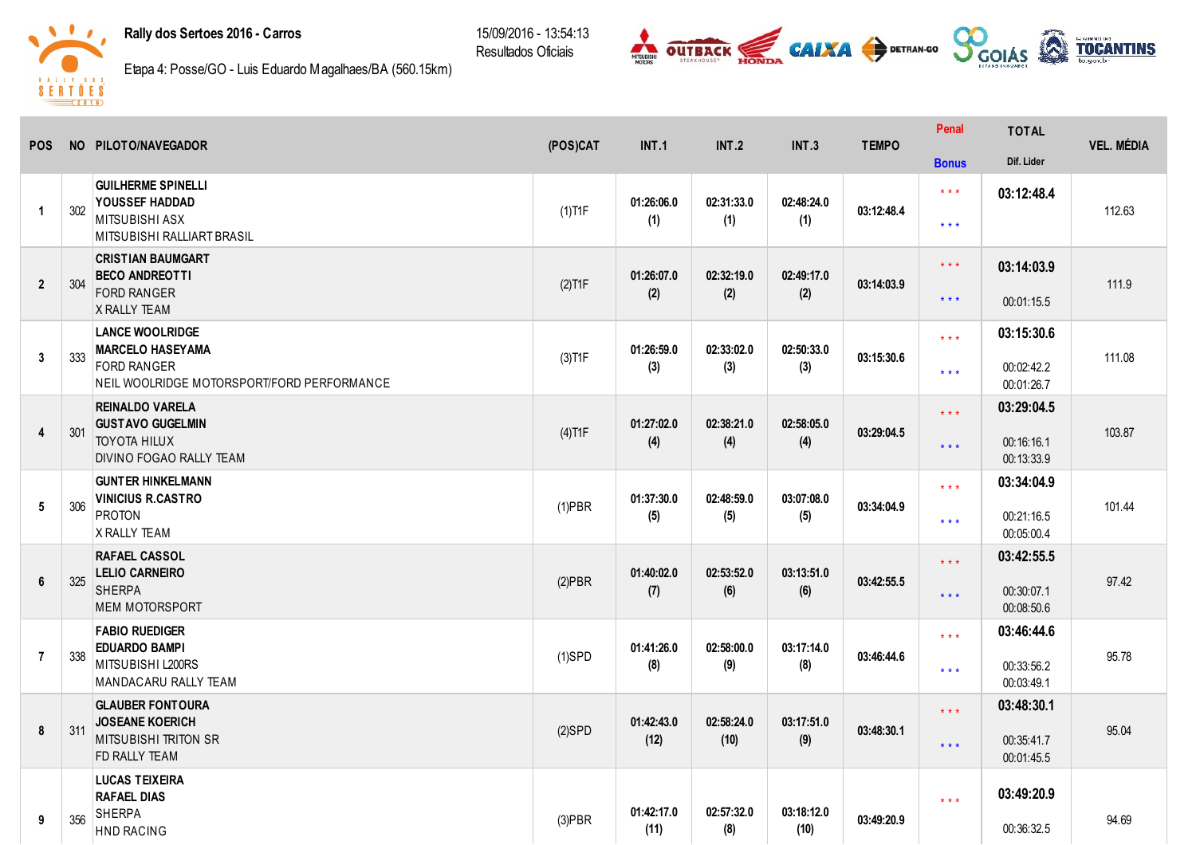**Rally dos Sertoes 2016 - Carros**

Etapa 4: Posse/GO - Luis Eduardo Magalhaes/BA (560.15km)

15/09/2016 - 13:54:13
Resultados Oficiais

| POS | NO | PILOTO/NAVEGADOR | (POS)CAT | INT.1 | INT.2 | INT.3 | TEMPO | Penal / Bonus | TOTAL / Dif. Lider | VEL. MÉDIA |
|---|---|---|---|---|---|---|---|---|---|---|
| 1 | 302 | GUILHERME SPINELLI<br>YOUSSEF HADDAD<br>MITSUBISHI ASX<br>MITSUBISHI RALLIART BRASIL | (1)T1F | 01:26:06.0<br>(1) | 02:31:33.0<br>(1) | 02:48:24.0<br>(1) | 03:12:48.4 | \* \* \*<br>\* \* \* | 03:12:48.4 | 112.63 |
| 2 | 304 | CRISTIAN BAUMGART<br>BECO ANDREOTTI<br>FORD RANGER<br>X RALLY TEAM | (2)T1F | 01:26:07.0<br>(2) | 02:32:19.0<br>(2) | 02:49:17.0<br>(2) | 03:14:03.9 | \* \* \*<br>\* \* \* | 03:14:03.9<br>00:01:15.5 | 111.9 |
| 3 | 333 | LANCE WOOLRIDGE<br>MARCELO HASEYAMA<br>FORD RANGER<br>NEIL WOOLRIDGE MOTORSPORT/FORD PERFORMANCE | (3)T1F | 01:26:59.0<br>(3) | 02:33:02.0<br>(3) | 02:50:33.0<br>(3) | 03:15:30.6 | \* \* \*<br>\* \* \* | 03:15:30.6<br>00:02:42.2<br>00:01:26.7 | 111.08 |
| 4 | 301 | REINALDO VARELA<br>GUSTAVO GUGELMIN<br>TOYOTA HILUX<br>DIVINO FOGAO RALLY TEAM | (4)T1F | 01:27:02.0<br>(4) | 02:38:21.0<br>(4) | 02:58:05.0<br>(4) | 03:29:04.5 | \* \* \*<br>\* \* \* | 03:29:04.5<br>00:16:16.1<br>00:13:33.9 | 103.87 |
| 5 | 306 | GUNTER HINKELMANN<br>VINICIUS R.CASTRO<br>PROTON<br>X RALLY TEAM | (1)PBR | 01:37:30.0<br>(5) | 02:48:59.0<br>(5) | 03:07:08.0<br>(5) | 03:34:04.9 | \* \* \*<br>\* \* \* | 03:34:04.9<br>00:21:16.5<br>00:05:00.4 | 101.44 |
| 6 | 325 | RAFAEL CASSOL<br>LELIO CARNEIRO<br>SHERPA<br>MEM MOTORSPORT | (2)PBR | 01:40:02.0<br>(7) | 02:53:52.0<br>(6) | 03:13:51.0<br>(6) | 03:42:55.5 | \* \* \*<br>\* \* \* | 03:42:55.5<br>00:30:07.1<br>00:08:50.6 | 97.42 |
| 7 | 338 | FABIO RUEDIGER<br>EDUARDO BAMPI<br>MITSUBISHI L200RS<br>MANDACARU RALLY TEAM | (1)SPD | 01:41:26.0<br>(8) | 02:58:00.0<br>(9) | 03:17:14.0<br>(8) | 03:46:44.6 | \* \* \*<br>\* \* \* | 03:46:44.6<br>00:33:56.2<br>00:03:49.1 | 95.78 |
| 8 | 311 | GLAUBER FONTOURA<br>JOSEANE KOERICH<br>MITSUBISHI TRITON SR<br>FD RALLY TEAM | (2)SPD | 01:42:43.0<br>(12) | 02:58:24.0<br>(10) | 03:17:51.0<br>(9) | 03:48:30.1 | \* \* \*<br>\* \* \* | 03:48:30.1<br>00:35:41.7<br>00:01:45.5 | 95.04 |
| 9 | 356 | LUCAS TEIXEIRA<br>RAFAEL DIAS<br>SHERPA<br>HND RACING | (3)PBR | 01:42:17.0<br>(11) | 02:57:32.0<br>(8) | 03:18:12.0<br>(10) | 03:49:20.9 | \* \* \* | 03:49:20.9<br>00:36:32.5 | 94.69 |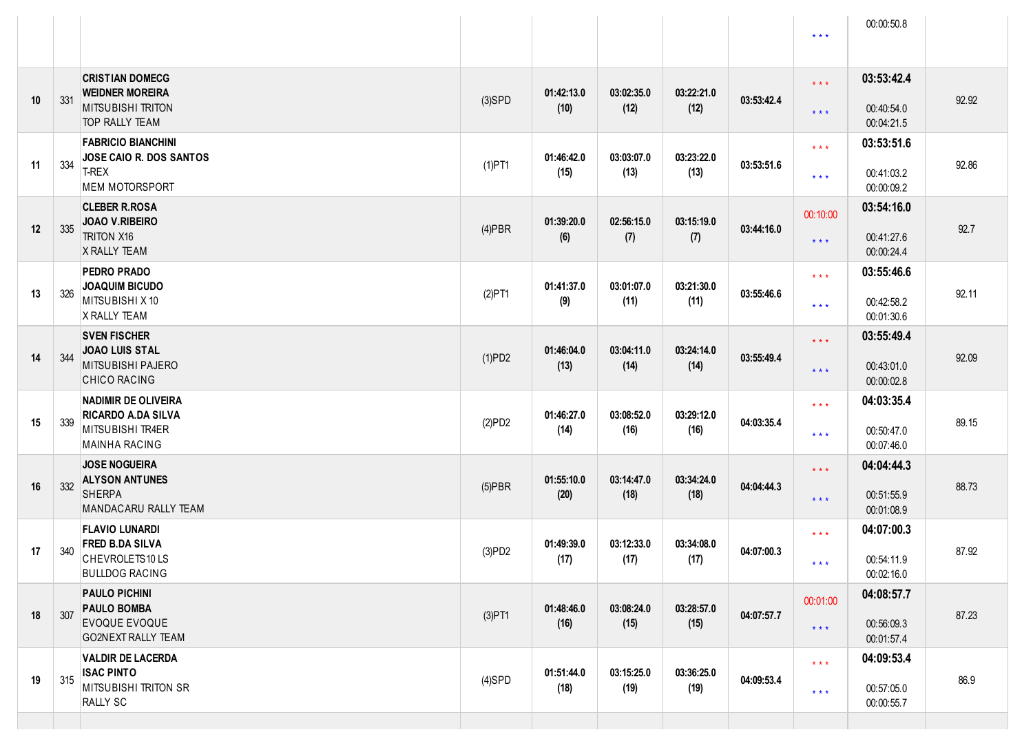| | | | | | | | | | | |
|---|---|---|---|---|---|---|---|---|---|---|
| | | | | | | | | * * * | 00:00:50.8 | |
| 10 | 331 | **CRISTIAN DOMECG**<br>**WEIDNER MOREIRA**<br>MITSUBISHI TRITON<br>TOP RALLY TEAM | (3)SPD | **01:42:13.0**<br>**(10)** | **03:02:35.0**<br>**(12)** | **03:22:21.0**<br>**(12)** | **03:53:42.4** | * * *<br>* * * | **03:53:42.4**<br>00:40:54.0<br>00:04:21.5 | 92.92 |
| 11 | 334 | **FABRICIO BIANCHINI**<br>**JOSE CAIO R. DOS SANTOS**<br>T-REX<br>MEM MOTORSPORT | (1)PT1 | **01:46:42.0**<br>**(15)** | **03:03:07.0**<br>**(13)** | **03:23:22.0**<br>**(13)** | **03:53:51.6** | * * *<br>* * * | **03:53:51.6**<br>00:41:03.2<br>00:00:09.2 | 92.86 |
| 12 | 335 | **CLEBER R.ROSA**<br>**JOAO V.RIBEIRO**<br>TRITON X16<br>X RALLY TEAM | (4)PBR | **01:39:20.0**<br>**(6)** | **02:56:15.0**<br>**(7)** | **03:15:19.0**<br>**(7)** | **03:44:16.0** | 00:10:00<br>* * * | **03:54:16.0**<br>00:41:27.6<br>00:00:24.4 | 92.7 |
| 13 | 326 | **PEDRO PRADO**<br>**JOAQUIM BICUDO**<br>MITSUBISHI X 10<br>X RALLY TEAM | (2)PT1 | **01:41:37.0**<br>**(9)** | **03:01:07.0**<br>**(11)** | **03:21:30.0**<br>**(11)** | **03:55:46.6** | * * *<br>* * * | **03:55:46.6**<br>00:42:58.2<br>00:01:30.6 | 92.11 |
| 14 | 344 | **SVEN FISCHER**<br>**JOAO LUIS STAL**<br>MITSUBISHI PAJERO<br>CHICO RACING | (1)PD2 | **01:46:04.0**<br>**(13)** | **03:04:11.0**<br>**(14)** | **03:24:14.0**<br>**(14)** | **03:55:49.4** | * * *<br>* * * | **03:55:49.4**<br>00:43:01.0<br>00:00:02.8 | 92.09 |
| 15 | 339 | **NADIMIR DE OLIVEIRA**<br>**RICARDO A.DA SILVA**<br>MITSUBISHI TR4ER<br>MAINHA RACING | (2)PD2 | **01:46:27.0**<br>**(14)** | **03:08:52.0**<br>**(16)** | **03:29:12.0**<br>**(16)** | **04:03:35.4** | * * *<br>* * * | **04:03:35.4**<br>00:50:47.0<br>00:07:46.0 | 89.15 |
| 16 | 332 | **JOSE NOGUEIRA**<br>**ALYSON ANTUNES**<br>SHERPA<br>MANDACARU RALLY TEAM | (5)PBR | **01:55:10.0**<br>**(20)** | **03:14:47.0**<br>**(18)** | **03:34:24.0**<br>**(18)** | **04:04:44.3** | * * *<br>* * * | **04:04:44.3**<br>00:51:55.9<br>00:01:08.9 | 88.73 |
| 17 | 340 | **FLAVIO LUNARDI**<br>**FRED B.DA SILVA**<br>CHEVROLETS10 LS<br>BULLDOG RACING | (3)PD2 | **01:49:39.0**<br>**(17)** | **03:12:33.0**<br>**(17)** | **03:34:08.0**<br>**(17)** | **04:07:00.3** | * * *<br>* * * | **04:07:00.3**<br>00:54:11.9<br>00:02:16.0 | 87.92 |
| 18 | 307 | **PAULO PICHINI**<br>**PAULO BOMBA**<br>EVOQUE EVOQUE<br>GO2NEXT RALLY TEAM | (3)PT1 | **01:48:46.0**<br>**(16)** | **03:08:24.0**<br>**(15)** | **03:28:57.0**<br>**(15)** | **04:07:57.7** | 00:01:00<br>* * * | **04:08:57.7**<br>00:56:09.3<br>00:01:57.4 | 87.23 |
| 19 | 315 | **VALDIR DE LACERDA**<br>**ISAC PINTO**<br>MITSUBISHI TRITON SR<br>RALLY SC | (4)SPD | **01:51:44.0**<br>**(18)** | **03:15:25.0**<br>**(19)** | **03:36:25.0**<br>**(19)** | **04:09:53.4** | * * *<br>* * * | **04:09:53.4**<br>00:57:05.0<br>00:00:55.7 | 86.9 |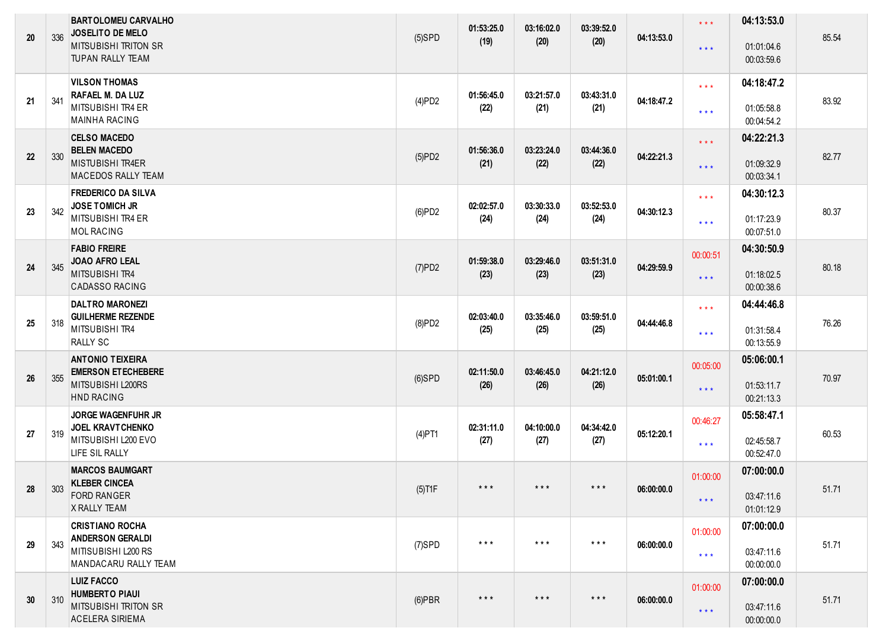| | | | | | | | | | | |
|---|---|---|---|---|---|---|---|---|---|---|
| 20 | 336 | BARTOLOMEU CARVALHO<br>JOSELITO DE MELO<br>MITSUBISHI TRITON SR<br>TUPAN RALLY TEAM | (5)SPD | 01:53:25.0<br>(19) | 03:16:02.0<br>(20) | 03:39:52.0<br>(20) | 04:13:53.0 | * * *<br>* * * | 04:13:53.0<br>01:01:04.6<br>00:03:59.6 | 85.54 |
| 21 | 341 | VILSON THOMAS<br>RAFAEL M. DA LUZ<br>MITSUBISHI TR4 ER<br>MAINHA RACING | (4)PD2 | 01:56:45.0<br>(22) | 03:21:57.0<br>(21) | 03:43:31.0<br>(21) | 04:18:47.2 | * * *<br>* * * | 04:18:47.2<br>01:05:58.8<br>00:04:54.2 | 83.92 |
| 22 | 330 | CELSO MACEDO<br>BELEN MACEDO<br>MISTUBISHI TR4ER<br>MACEDOS RALLY TEAM | (5)PD2 | 01:56:36.0<br>(21) | 03:23:24.0<br>(22) | 03:44:36.0<br>(22) | 04:22:21.3 | * * *<br>* * * | 04:22:21.3<br>01:09:32.9<br>00:03:34.1 | 82.77 |
| 23 | 342 | FREDERICO DA SILVA<br>JOSE TOMICH JR<br>MITSUBISHI TR4 ER<br>MOL RACING | (6)PD2 | 02:02:57.0<br>(24) | 03:30:33.0<br>(24) | 03:52:53.0<br>(24) | 04:30:12.3 | * * *<br>* * * | 04:30:12.3<br>01:17:23.9<br>00:07:51.0 | 80.37 |
| 24 | 345 | FABIO FREIRE<br>JOAO AFRO LEAL<br>MITSUBISHI TR4<br>CADASSO RACING | (7)PD2 | 01:59:38.0<br>(23) | 03:29:46.0<br>(23) | 03:51:31.0<br>(23) | 04:29:59.9 | 00:00:51<br>* * * | 04:30:50.9<br>01:18:02.5<br>00:00:38.6 | 80.18 |
| 25 | 318 | DALTRO MARONEZI<br>GUILHERME REZENDE<br>MITSUBISHI TR4<br>RALLY SC | (8)PD2 | 02:03:40.0<br>(25) | 03:35:46.0<br>(25) | 03:59:51.0<br>(25) | 04:44:46.8 | * * *<br>* * * | 04:44:46.8<br>01:31:58.4<br>00:13:55.9 | 76.26 |
| 26 | 355 | ANTONIO TEIXEIRA<br>EMERSON ETECHEBERE<br>MITSUBISHI L200RS<br>HND RACING | (6)SPD | 02:11:50.0<br>(26) | 03:46:45.0<br>(26) | 04:21:12.0<br>(26) | 05:01:00.1 | 00:05:00<br>* * * | 05:06:00.1<br>01:53:11.7<br>00:21:13.3 | 70.97 |
| 27 | 319 | JORGE WAGENFUHR JR<br>JOEL KRAVTCHENKO<br>MITSUBISHI L200 EVO<br>LIFE SIL RALLY | (4)PT1 | 02:31:11.0<br>(27) | 04:10:00.0<br>(27) | 04:34:42.0<br>(27) | 05:12:20.1 | 00:46:27<br>* * * | 05:58:47.1<br>02:45:58.7<br>00:52:47.0 | 60.53 |
| 28 | 303 | MARCOS BAUMGART<br>KLEBER CINCEA<br>FORD RANGER<br>X RALLY TEAM | (5)T1F | * * * | * * * | * * * | 06:00:00.0 | 01:00:00<br>* * * | 07:00:00.0<br>03:47:11.6<br>01:01:12.9 | 51.71 |
| 29 | 343 | CRISTIANO ROCHA<br>ANDERSON GERALDI<br>MITISUBISHI L200 RS<br>MANDACARU RALLY TEAM | (7)SPD | * * * | * * * | * * * | 06:00:00.0 | 01:00:00<br>* * * | 07:00:00.0<br>03:47:11.6<br>00:00:00.0 | 51.71 |
| 30 | 310 | LUIZ FACCO<br>HUMBERTO PIAUI<br>MITSUBISHI TRITON SR<br>ACELERA SIRIEMA | (6)PBR | * * * | * * * | * * * | 06:00:00.0 | 01:00:00<br>* * * | 07:00:00.0<br>03:47:11.6<br>00:00:00.0 | 51.71 |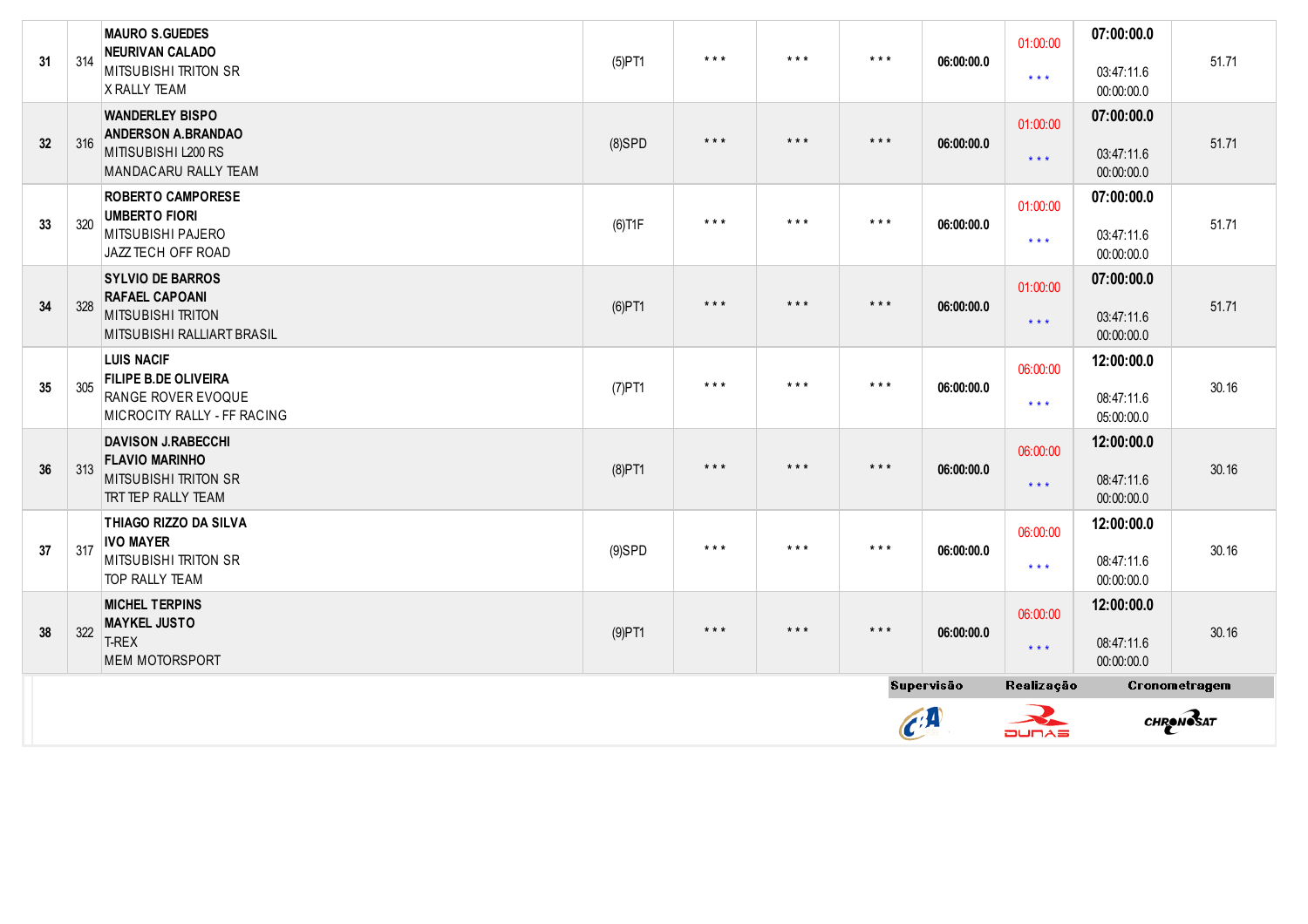| | | | | | | | | | | |
|---|---|---|---|---|---|---|---|---|---|---|
| 31 | 314 | **MAURO S.GUEDES**<br>**NEURIVAN CALADO**<br>MITSUBISHI TRITON SR<br>X RALLY TEAM | (5)PT1 | * * * | * * * | * * * | 06:00:00.0 | 01:00:00<br>* * * | **07:00:00.0**<br>03:47:11.6<br>00:00:00.0 | 51.71 |
| 32 | 316 | **WANDERLEY BISPO**<br>**ANDERSON A.BRANDAO**<br>MITISUBISHI L200 RS<br>MANDACARU RALLY TEAM | (8)SPD | * * * | * * * | * * * | 06:00:00.0 | 01:00:00<br>* * * | **07:00:00.0**<br>03:47:11.6<br>00:00:00.0 | 51.71 |
| 33 | 320 | **ROBERTO CAMPORESE**<br>**UMBERTO FIORI**<br>MITSUBISHI PAJERO<br>JAZZ TECH OFF ROAD | (6)T1F | * * * | * * * | * * * | 06:00:00.0 | 01:00:00<br>* * * | **07:00:00.0**<br>03:47:11.6<br>00:00:00.0 | 51.71 |
| 34 | 328 | **SYLVIO DE BARROS**<br>**RAFAEL CAPOANI**<br>MITSUBISHI TRITON<br>MITSUBISHI RALLIART BRASIL | (6)PT1 | * * * | * * * | * * * | 06:00:00.0 | 01:00:00<br>* * * | **07:00:00.0**<br>03:47:11.6<br>00:00:00.0 | 51.71 |
| 35 | 305 | **LUIS NACIF**<br>**FILIPE B.DE OLIVEIRA**<br>RANGE ROVER EVOQUE<br>MICROCITY RALLY - FF RACING | (7)PT1 | * * * | * * * | * * * | 06:00:00.0 | 06:00:00<br>* * * | **12:00:00.0**<br>08:47:11.6<br>05:00:00.0 | 30.16 |
| 36 | 313 | **DAVISON J.RABECCHI**<br>**FLAVIO MARINHO**<br>MITSUBISHI TRITON SR<br>TRT TEP RALLY TEAM | (8)PT1 | * * * | * * * | * * * | 06:00:00.0 | 06:00:00<br>* * * | **12:00:00.0**<br>08:47:11.6<br>00:00:00.0 | 30.16 |
| 37 | 317 | **THIAGO RIZZO DA SILVA**<br>**IVO MAYER**<br>MITSUBISHI TRITON SR<br>TOP RALLY TEAM | (9)SPD | * * * | * * * | * * * | 06:00:00.0 | 06:00:00<br>* * * | **12:00:00.0**<br>08:47:11.6<br>00:00:00.0 | 30.16 |
| 38 | 322 | **MICHEL TERPINS**<br>**MAYKEL JUSTO**<br>T-REX<br>MEM MOTORSPORT | (9)PT1 | * * * | * * * | * * * | 06:00:00.0 | 06:00:00<br>* * * | **12:00:00.0**<br>08:47:11.6<br>00:00:00.0 | 30.16 |

Supervisão | Realização | Cronometragem